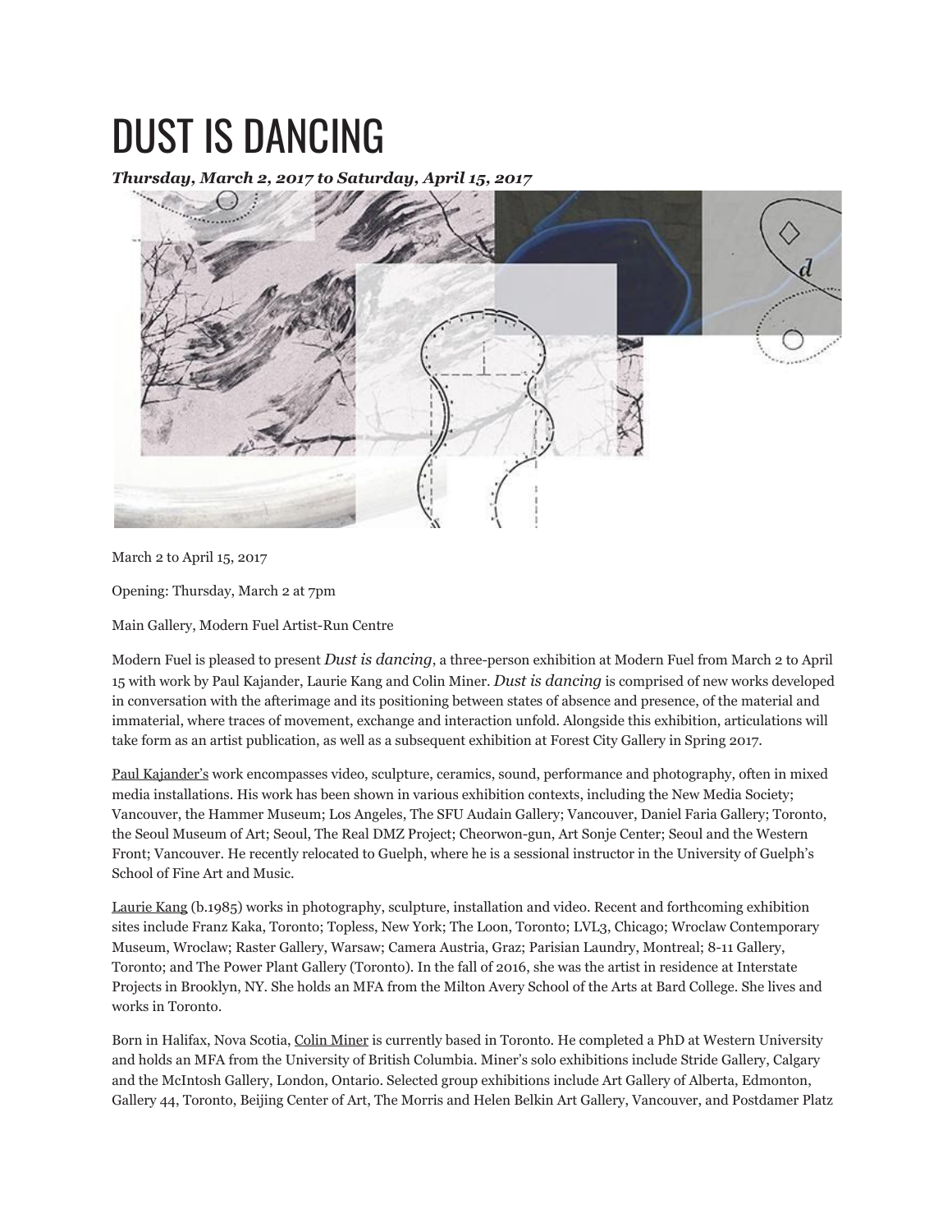# DUST IS DANCING

***Thursday, March 2, 2017 to Saturday, April 15, 2017***

March 2 to April 15, 2017

Opening: Thursday, March 2 at 7pm

Main Gallery, Modern Fuel Artist-Run Centre

Modern Fuel is pleased to present *Dust is dancing*, a three-person exhibition at Modern Fuel from March 2 to April 15 with work by Paul Kajander, Laurie Kang and Colin Miner. *Dust is dancing* is comprised of new works developed in conversation with the afterimage and its positioning between states of absence and presence, of the material and immaterial, where traces of movement, exchange and interaction unfold. Alongside this exhibition, articulations will take form as an artist publication, as well as a subsequent exhibition at Forest City Gallery in Spring 2017.

Paul Kajander's work encompasses video, sculpture, ceramics, sound, performance and photography, often in mixed media installations. His work has been shown in various exhibition contexts, including the New Media Society; Vancouver, the Hammer Museum; Los Angeles, The SFU Audain Gallery; Vancouver, Daniel Faria Gallery; Toronto, the Seoul Museum of Art; Seoul, The Real DMZ Project; Cheorwon-gun, Art Sonje Center; Seoul and the Western Front; Vancouver. He recently relocated to Guelph, where he is a sessional instructor in the University of Guelph's School of Fine Art and Music.

Laurie Kang (b.1985) works in photography, sculpture, installation and video. Recent and forthcoming exhibition sites include Franz Kaka, Toronto; Topless, New York; The Loon, Toronto; LVL3, Chicago; Wroclaw Contemporary Museum, Wroclaw; Raster Gallery, Warsaw; Camera Austria, Graz; Parisian Laundry, Montreal; 8-11 Gallery, Toronto; and The Power Plant Gallery (Toronto). In the fall of 2016, she was the artist in residence at Interstate Projects in Brooklyn, NY. She holds an MFA from the Milton Avery School of the Arts at Bard College. She lives and works in Toronto.

Born in Halifax, Nova Scotia, Colin Miner is currently based in Toronto. He completed a PhD at Western University and holds an MFA from the University of British Columbia. Miner's solo exhibitions include Stride Gallery, Calgary and the McIntosh Gallery, London, Ontario. Selected group exhibitions include Art Gallery of Alberta, Edmonton, Gallery 44, Toronto, Beijing Center of Art, The Morris and Helen Belkin Art Gallery, Vancouver, and Postdamer Platz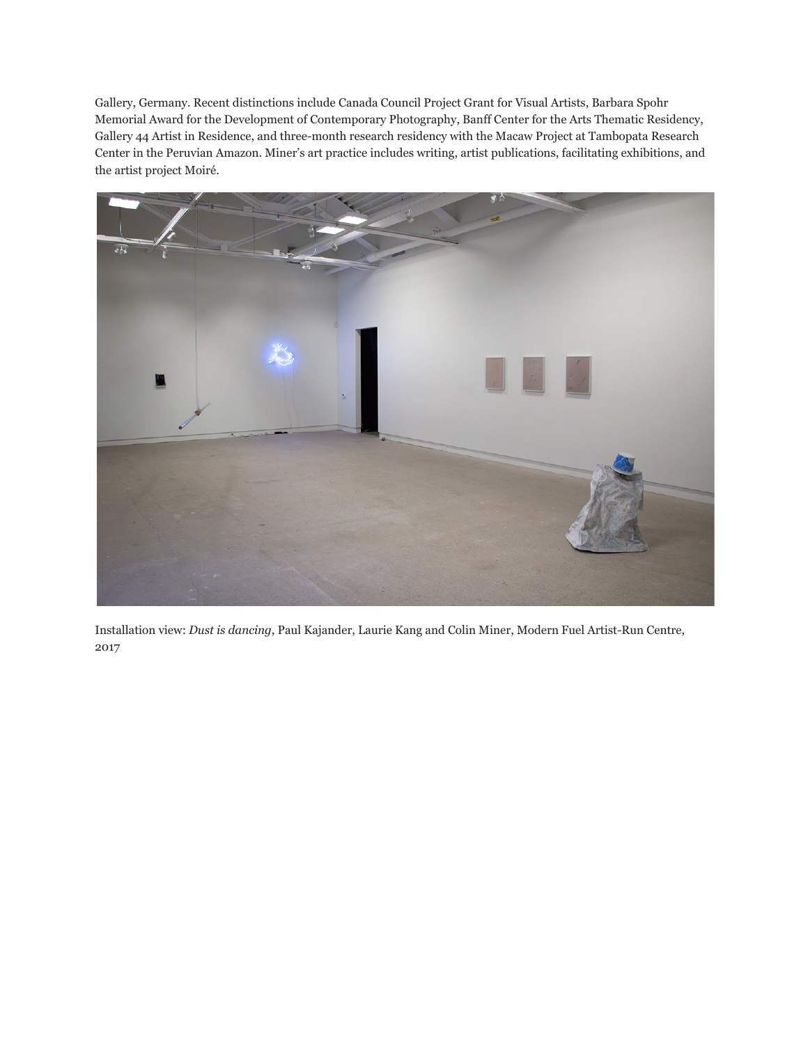Gallery, Germany. Recent distinctions include Canada Council Project Grant for Visual Artists, Barbara Spohr Memorial Award for the Development of Contemporary Photography, Banff Center for the Arts Thematic Residency, Gallery 44 Artist in Residence, and three-month research residency with the Macaw Project at Tambopata Research Center in the Peruvian Amazon. Miner's art practice includes writing, artist publications, facilitating exhibitions, and the artist project Moiré.

Installation view: *Dust is dancing*, Paul Kajander, Laurie Kang and Colin Miner, Modern Fuel Artist-Run Centre, 2017